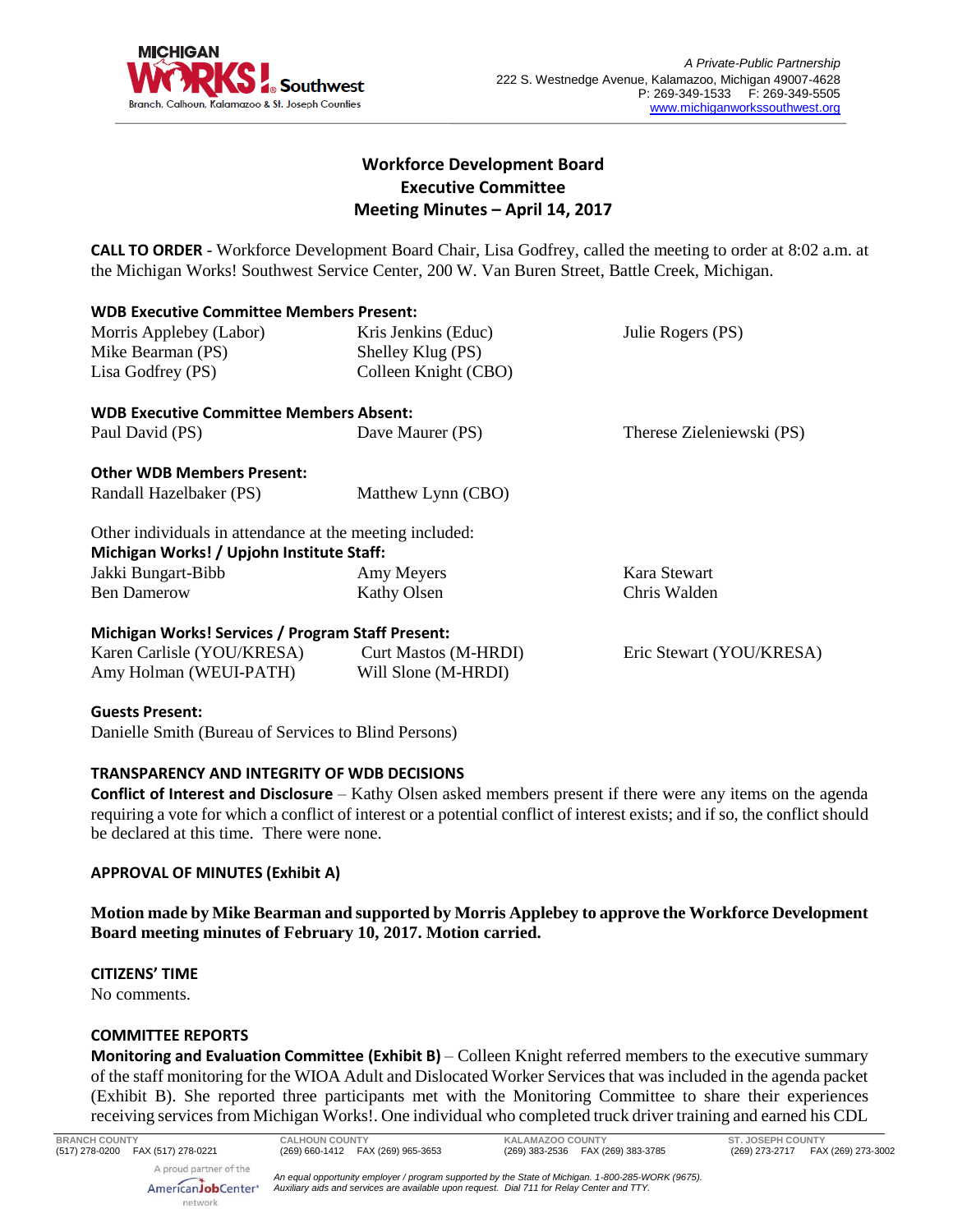# Workforce Development Board
## Executive Committee
## Meeting Minutes – April 14, 2017

**CALL TO ORDER** - Workforce Development Board Chair, Lisa Godfrey, called the meeting to order at 8:02 a.m. at the Michigan Works! Southwest Service Center, 200 W. Van Buren Street, Battle Creek, Michigan.

**WDB Executive Committee Members Present:**

Morris Applebey (Labor)
Mike Bearman (PS)
Lisa Godfrey (PS)
Kris Jenkins (Educ)
Shelley Klug (PS)
Colleen Knight (CBO)
Julie Rogers (PS)

**WDB Executive Committee Members Absent:**

Paul David (PS)
Dave Maurer (PS)
Therese Zieleniewski (PS)

**Other WDB Members Present:**

Randall Hazelbaker (PS)
Matthew Lynn (CBO)

Other individuals in attendance at the meeting included:

**Michigan Works! / Upjohn Institute Staff:**

Jakki Bungart-Bibb
Ben Damerow
Amy Meyers
Kathy Olsen
Kara Stewart
Chris Walden

**Michigan Works! Services / Program Staff Present:**

Karen Carlisle (YOU/KRESA)
Amy Holman (WEUI-PATH)
Curt Mastos (M-HRDI)
Will Slone (M-HRDI)
Eric Stewart (YOU/KRESA)

**Guests Present:**

Danielle Smith (Bureau of Services to Blind Persons)

**TRANSPARENCY AND INTEGRITY OF WDB DECISIONS**

**Conflict of Interest and Disclosure** – Kathy Olsen asked members present if there were any items on the agenda requiring a vote for which a conflict of interest or a potential conflict of interest exists; and if so, the conflict should be declared at this time. There were none.

**APPROVAL OF MINUTES (Exhibit A)**

**Motion made by Mike Bearman and supported by Morris Applebey to approve the Workforce Development Board meeting minutes of February 10, 2017. Motion carried.**

**CITIZENS' TIME**

No comments.

**COMMITTEE REPORTS**

**Monitoring and Evaluation Committee (Exhibit B)** – Colleen Knight referred members to the executive summary of the staff monitoring for the WIOA Adult and Dislocated Worker Services that was included in the agenda packet (Exhibit B). She reported three participants met with the Monitoring Committee to share their experiences receiving services from Michigan Works!. One individual who completed truck driver training and earned his CDL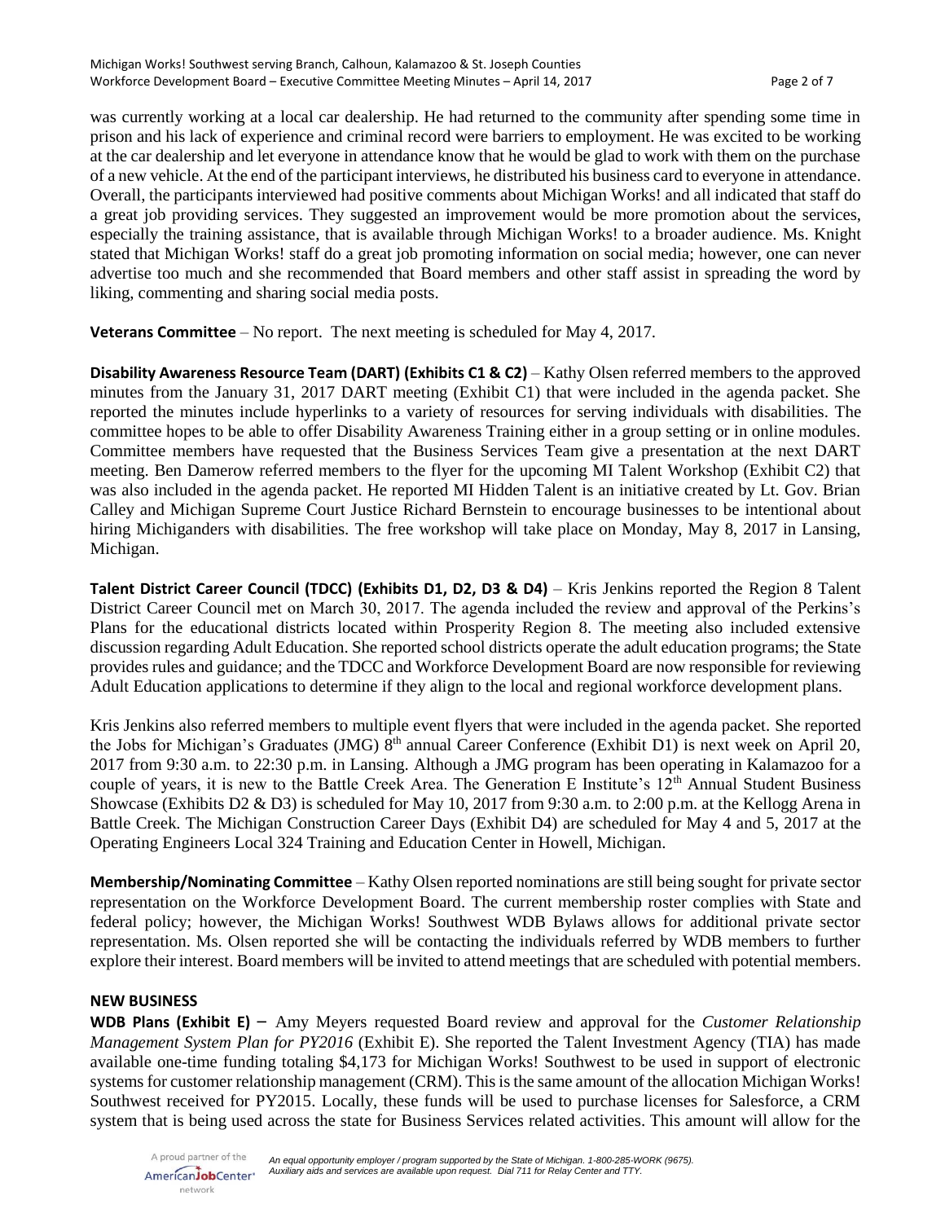was currently working at a local car dealership. He had returned to the community after spending some time in prison and his lack of experience and criminal record were barriers to employment. He was excited to be working at the car dealership and let everyone in attendance know that he would be glad to work with them on the purchase of a new vehicle. At the end of the participant interviews, he distributed his business card to everyone in attendance. Overall, the participants interviewed had positive comments about Michigan Works! and all indicated that staff do a great job providing services. They suggested an improvement would be more promotion about the services, especially the training assistance, that is available through Michigan Works! to a broader audience. Ms. Knight stated that Michigan Works! staff do a great job promoting information on social media; however, one can never advertise too much and she recommended that Board members and other staff assist in spreading the word by liking, commenting and sharing social media posts.

**Veterans Committee** – No report. The next meeting is scheduled for May 4, 2017.

**Disability Awareness Resource Team (DART) (Exhibits C1 & C2)** – Kathy Olsen referred members to the approved minutes from the January 31, 2017 DART meeting (Exhibit C1) that were included in the agenda packet. She reported the minutes include hyperlinks to a variety of resources for serving individuals with disabilities. The committee hopes to be able to offer Disability Awareness Training either in a group setting or in online modules. Committee members have requested that the Business Services Team give a presentation at the next DART meeting. Ben Damerow referred members to the flyer for the upcoming MI Talent Workshop (Exhibit C2) that was also included in the agenda packet. He reported MI Hidden Talent is an initiative created by Lt. Gov. Brian Calley and Michigan Supreme Court Justice Richard Bernstein to encourage businesses to be intentional about hiring Michiganders with disabilities. The free workshop will take place on Monday, May 8, 2017 in Lansing, Michigan.

**Talent District Career Council (TDCC) (Exhibits D1, D2, D3 & D4)** – Kris Jenkins reported the Region 8 Talent District Career Council met on March 30, 2017. The agenda included the review and approval of the Perkins's Plans for the educational districts located within Prosperity Region 8. The meeting also included extensive discussion regarding Adult Education. She reported school districts operate the adult education programs; the State provides rules and guidance; and the TDCC and Workforce Development Board are now responsible for reviewing Adult Education applications to determine if they align to the local and regional workforce development plans.

Kris Jenkins also referred members to multiple event flyers that were included in the agenda packet. She reported the Jobs for Michigan's Graduates (JMG) 8th annual Career Conference (Exhibit D1) is next week on April 20, 2017 from 9:30 a.m. to 22:30 p.m. in Lansing. Although a JMG program has been operating in Kalamazoo for a couple of years, it is new to the Battle Creek Area. The Generation E Institute's 12th Annual Student Business Showcase (Exhibits D2 & D3) is scheduled for May 10, 2017 from 9:30 a.m. to 2:00 p.m. at the Kellogg Arena in Battle Creek. The Michigan Construction Career Days (Exhibit D4) are scheduled for May 4 and 5, 2017 at the Operating Engineers Local 324 Training and Education Center in Howell, Michigan.

**Membership/Nominating Committee** – Kathy Olsen reported nominations are still being sought for private sector representation on the Workforce Development Board. The current membership roster complies with State and federal policy; however, the Michigan Works! Southwest WDB Bylaws allows for additional private sector representation. Ms. Olsen reported she will be contacting the individuals referred by WDB members to further explore their interest. Board members will be invited to attend meetings that are scheduled with potential members.

**NEW BUSINESS**

**WDB Plans (Exhibit E)** – Amy Meyers requested Board review and approval for the *Customer Relationship Management System Plan for PY2016* (Exhibit E). She reported the Talent Investment Agency (TIA) has made available one-time funding totaling $4,173 for Michigan Works! Southwest to be used in support of electronic systems for customer relationship management (CRM). This is the same amount of the allocation Michigan Works! Southwest received for PY2015. Locally, these funds will be used to purchase licenses for Salesforce, a CRM system that is being used across the state for Business Services related activities. This amount will allow for the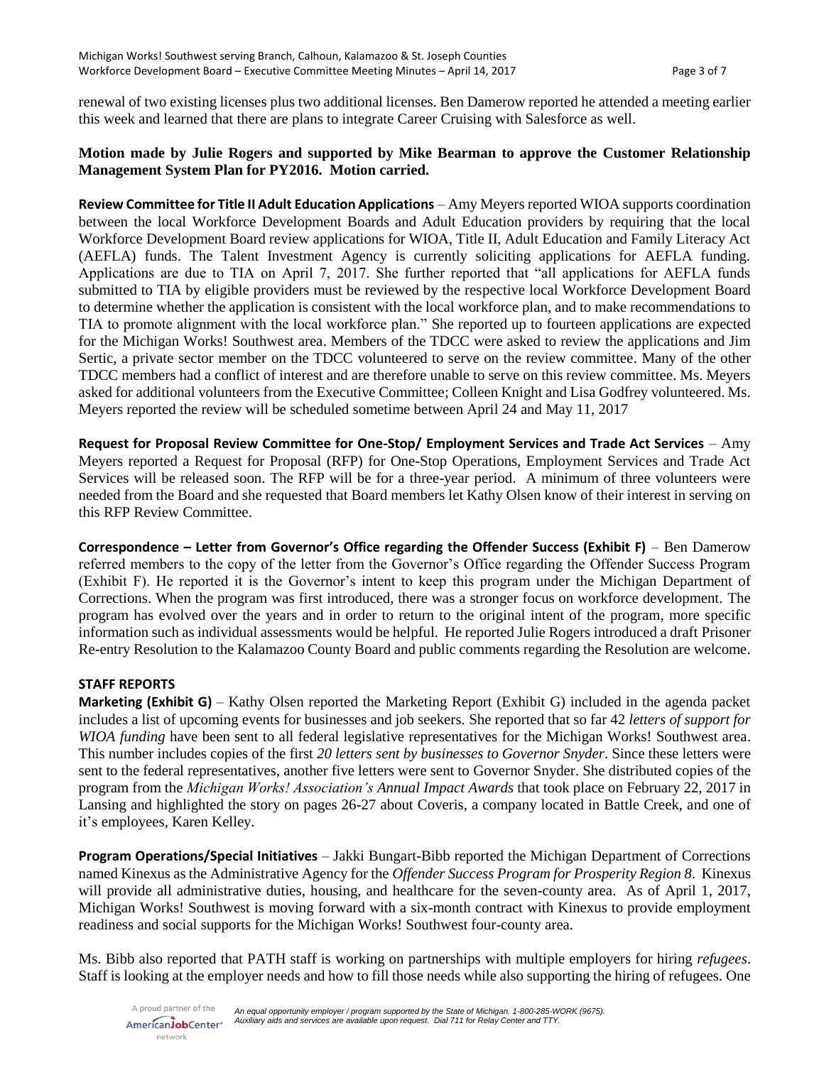renewal of two existing licenses plus two additional licenses. Ben Damerow reported he attended a meeting earlier this week and learned that there are plans to integrate Career Cruising with Salesforce as well.

**Motion made by Julie Rogers and supported by Mike Bearman to approve the Customer Relationship Management System Plan for PY2016. Motion carried.**

**Review Committee for Title II Adult Education Applications** – Amy Meyers reported WIOA supports coordination between the local Workforce Development Boards and Adult Education providers by requiring that the local Workforce Development Board review applications for WIOA, Title II, Adult Education and Family Literacy Act (AEFLA) funds. The Talent Investment Agency is currently soliciting applications for AEFLA funding. Applications are due to TIA on April 7, 2017. She further reported that "all applications for AEFLA funds submitted to TIA by eligible providers must be reviewed by the respective local Workforce Development Board to determine whether the application is consistent with the local workforce plan, and to make recommendations to TIA to promote alignment with the local workforce plan." She reported up to fourteen applications are expected for the Michigan Works! Southwest area. Members of the TDCC were asked to review the applications and Jim Sertic, a private sector member on the TDCC volunteered to serve on the review committee. Many of the other TDCC members had a conflict of interest and are therefore unable to serve on this review committee. Ms. Meyers asked for additional volunteers from the Executive Committee; Colleen Knight and Lisa Godfrey volunteered. Ms. Meyers reported the review will be scheduled sometime between April 24 and May 11, 2017

**Request for Proposal Review Committee for One-Stop/ Employment Services and Trade Act Services** – Amy Meyers reported a Request for Proposal (RFP) for One-Stop Operations, Employment Services and Trade Act Services will be released soon. The RFP will be for a three-year period. A minimum of three volunteers were needed from the Board and she requested that Board members let Kathy Olsen know of their interest in serving on this RFP Review Committee.

**Correspondence – Letter from Governor's Office regarding the Offender Success (Exhibit F)** – Ben Damerow referred members to the copy of the letter from the Governor's Office regarding the Offender Success Program (Exhibit F). He reported it is the Governor's intent to keep this program under the Michigan Department of Corrections. When the program was first introduced, there was a stronger focus on workforce development. The program has evolved over the years and in order to return to the original intent of the program, more specific information such as individual assessments would be helpful. He reported Julie Rogers introduced a draft Prisoner Re-entry Resolution to the Kalamazoo County Board and public comments regarding the Resolution are welcome.

**STAFF REPORTS**

**Marketing (Exhibit G)** – Kathy Olsen reported the Marketing Report (Exhibit G) included in the agenda packet includes a list of upcoming events for businesses and job seekers. She reported that so far 42 *letters of support for WIOA funding* have been sent to all federal legislative representatives for the Michigan Works! Southwest area. This number includes copies of the first *20 letters sent by businesses to Governor Snyder*. Since these letters were sent to the federal representatives, another five letters were sent to Governor Snyder. She distributed copies of the program from the *Michigan Works! Association's Annual Impact Awards* that took place on February 22, 2017 in Lansing and highlighted the story on pages 26-27 about Coveris, a company located in Battle Creek, and one of it's employees, Karen Kelley.

**Program Operations/Special Initiatives** – Jakki Bungart-Bibb reported the Michigan Department of Corrections named Kinexus as the Administrative Agency for the *Offender Success Program for Prosperity Region 8*. Kinexus will provide all administrative duties, housing, and healthcare for the seven-county area. As of April 1, 2017, Michigan Works! Southwest is moving forward with a six-month contract with Kinexus to provide employment readiness and social supports for the Michigan Works! Southwest four-county area.

Ms. Bibb also reported that PATH staff is working on partnerships with multiple employers for hiring *refugees*. Staff is looking at the employer needs and how to fill those needs while also supporting the hiring of refugees. One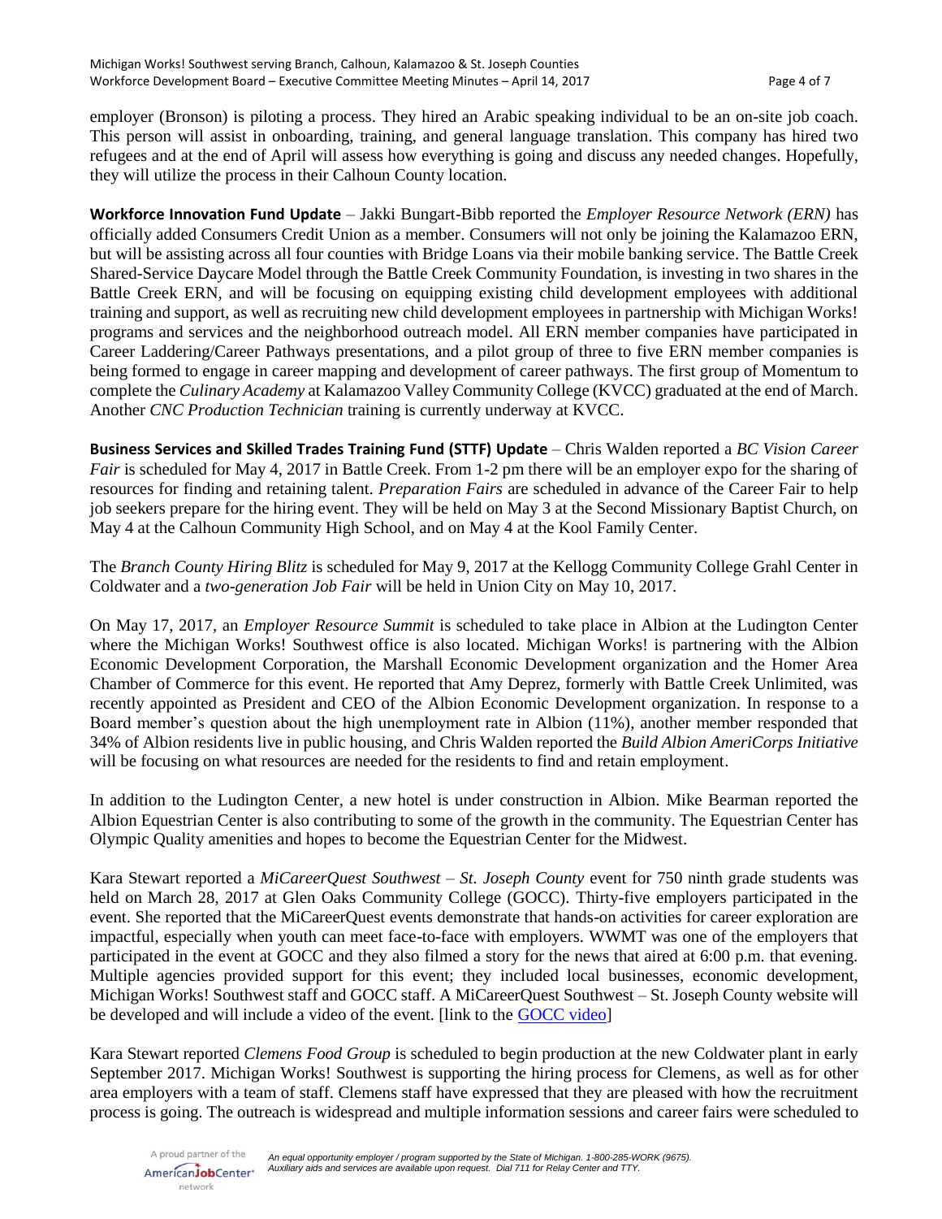employer (Bronson) is piloting a process. They hired an Arabic speaking individual to be an on-site job coach. This person will assist in onboarding, training, and general language translation. This company has hired two refugees and at the end of April will assess how everything is going and discuss any needed changes. Hopefully, they will utilize the process in their Calhoun County location.

**Workforce Innovation Fund Update** – Jakki Bungart-Bibb reported the *Employer Resource Network (ERN)* has officially added Consumers Credit Union as a member. Consumers will not only be joining the Kalamazoo ERN, but will be assisting across all four counties with Bridge Loans via their mobile banking service. The Battle Creek Shared-Service Daycare Model through the Battle Creek Community Foundation, is investing in two shares in the Battle Creek ERN, and will be focusing on equipping existing child development employees with additional training and support, as well as recruiting new child development employees in partnership with Michigan Works! programs and services and the neighborhood outreach model. All ERN member companies have participated in Career Laddering/Career Pathways presentations, and a pilot group of three to five ERN member companies is being formed to engage in career mapping and development of career pathways. The first group of Momentum to complete the *Culinary Academy* at Kalamazoo Valley Community College (KVCC) graduated at the end of March. Another *CNC Production Technician* training is currently underway at KVCC.

**Business Services and Skilled Trades Training Fund (STTF) Update** – Chris Walden reported a *BC Vision Career Fair* is scheduled for May 4, 2017 in Battle Creek. From 1-2 pm there will be an employer expo for the sharing of resources for finding and retaining talent. *Preparation Fairs* are scheduled in advance of the Career Fair to help job seekers prepare for the hiring event. They will be held on May 3 at the Second Missionary Baptist Church, on May 4 at the Calhoun Community High School, and on May 4 at the Kool Family Center.

The *Branch County Hiring Blitz* is scheduled for May 9, 2017 at the Kellogg Community College Grahl Center in Coldwater and a *two-generation Job Fair* will be held in Union City on May 10, 2017.

On May 17, 2017, an *Employer Resource Summit* is scheduled to take place in Albion at the Ludington Center where the Michigan Works! Southwest office is also located. Michigan Works! is partnering with the Albion Economic Development Corporation, the Marshall Economic Development organization and the Homer Area Chamber of Commerce for this event. He reported that Amy Deprez, formerly with Battle Creek Unlimited, was recently appointed as President and CEO of the Albion Economic Development organization. In response to a Board member's question about the high unemployment rate in Albion (11%), another member responded that 34% of Albion residents live in public housing, and Chris Walden reported the *Build Albion AmeriCorps Initiative* will be focusing on what resources are needed for the residents to find and retain employment.

In addition to the Ludington Center, a new hotel is under construction in Albion. Mike Bearman reported the Albion Equestrian Center is also contributing to some of the growth in the community. The Equestrian Center has Olympic Quality amenities and hopes to become the Equestrian Center for the Midwest.

Kara Stewart reported a *MiCareerQuest Southwest – St. Joseph County* event for 750 ninth grade students was held on March 28, 2017 at Glen Oaks Community College (GOCC). Thirty-five employers participated in the event. She reported that the MiCareerQuest events demonstrate that hands-on activities for career exploration are impactful, especially when youth can meet face-to-face with employers. WWMT was one of the employers that participated in the event at GOCC and they also filmed a story for the news that aired at 6:00 p.m. that evening. Multiple agencies provided support for this event; they included local businesses, economic development, Michigan Works! Southwest staff and GOCC staff. A MiCareerQuest Southwest – St. Joseph County website will be developed and will include a video of the event. [link to the GOCC video]

Kara Stewart reported *Clemens Food Group* is scheduled to begin production at the new Coldwater plant in early September 2017. Michigan Works! Southwest is supporting the hiring process for Clemens, as well as for other area employers with a team of staff. Clemens staff have expressed that they are pleased with how the recruitment process is going. The outreach is widespread and multiple information sessions and career fairs were scheduled to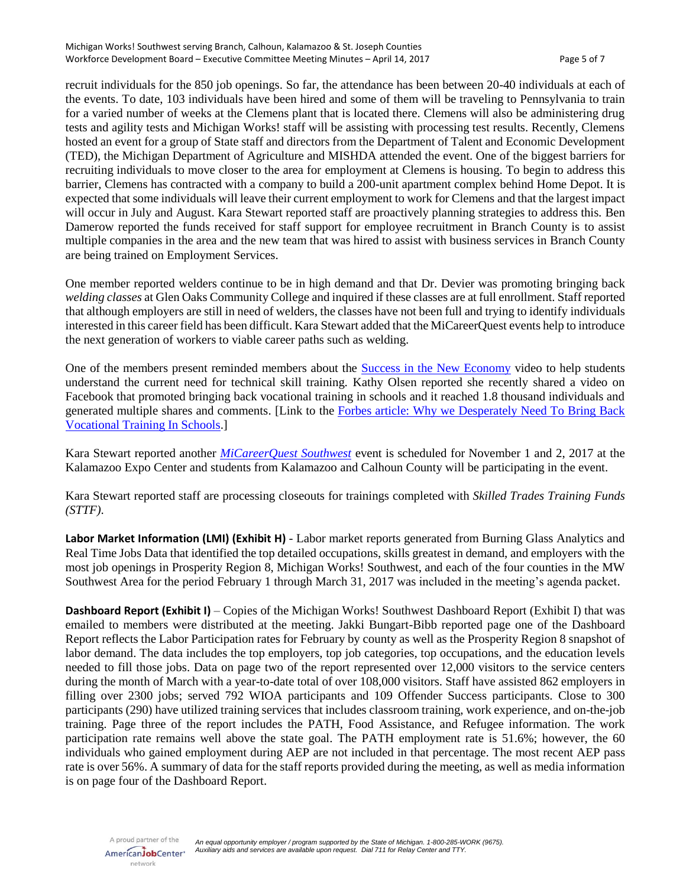recruit individuals for the 850 job openings. So far, the attendance has been between 20-40 individuals at each of the events. To date, 103 individuals have been hired and some of them will be traveling to Pennsylvania to train for a varied number of weeks at the Clemens plant that is located there. Clemens will also be administering drug tests and agility tests and Michigan Works! staff will be assisting with processing test results. Recently, Clemens hosted an event for a group of State staff and directors from the Department of Talent and Economic Development (TED), the Michigan Department of Agriculture and MISHDA attended the event. One of the biggest barriers for recruiting individuals to move closer to the area for employment at Clemens is housing. To begin to address this barrier, Clemens has contracted with a company to build a 200-unit apartment complex behind Home Depot. It is expected that some individuals will leave their current employment to work for Clemens and that the largest impact will occur in July and August. Kara Stewart reported staff are proactively planning strategies to address this. Ben Damerow reported the funds received for staff support for employee recruitment in Branch County is to assist multiple companies in the area and the new team that was hired to assist with business services in Branch County are being trained on Employment Services.

One member reported welders continue to be in high demand and that Dr. Devier was promoting bringing back *welding classes* at Glen Oaks Community College and inquired if these classes are at full enrollment. Staff reported that although employers are still in need of welders, the classes have not been full and trying to identify individuals interested in this career field has been difficult. Kara Stewart added that the MiCareerQuest events help to introduce the next generation of workers to viable career paths such as welding.

One of the members present reminded members about the [Success in the New Economy](#) video to help students understand the current need for technical skill training. Kathy Olsen reported she recently shared a video on Facebook that promoted bringing back vocational training in schools and it reached 1.8 thousand individuals and generated multiple shares and comments. [Link to the [Forbes article: Why we Desperately Need To Bring Back Vocational Training In Schools](#).]

Kara Stewart reported another [*MiCareerQuest Southwest*](#) event is scheduled for November 1 and 2, 2017 at the Kalamazoo Expo Center and students from Kalamazoo and Calhoun County will be participating in the event.

Kara Stewart reported staff are processing closeouts for trainings completed with *Skilled Trades Training Funds (STTF).*

**Labor Market Information (LMI) (Exhibit H)** - Labor market reports generated from Burning Glass Analytics and Real Time Jobs Data that identified the top detailed occupations, skills greatest in demand, and employers with the most job openings in Prosperity Region 8, Michigan Works! Southwest, and each of the four counties in the MW Southwest Area for the period February 1 through March 31, 2017 was included in the meeting's agenda packet.

**Dashboard Report (Exhibit I)** – Copies of the Michigan Works! Southwest Dashboard Report (Exhibit I) that was emailed to members were distributed at the meeting. Jakki Bungart-Bibb reported page one of the Dashboard Report reflects the Labor Participation rates for February by county as well as the Prosperity Region 8 snapshot of labor demand. The data includes the top employers, top job categories, top occupations, and the education levels needed to fill those jobs. Data on page two of the report represented over 12,000 visitors to the service centers during the month of March with a year-to-date total of over 108,000 visitors. Staff have assisted 862 employers in filling over 2300 jobs; served 792 WIOA participants and 109 Offender Success participants. Close to 300 participants (290) have utilized training services that includes classroom training, work experience, and on-the-job training. Page three of the report includes the PATH, Food Assistance, and Refugee information. The work participation rate remains well above the state goal. The PATH employment rate is 51.6%; however, the 60 individuals who gained employment during AEP are not included in that percentage. The most recent AEP pass rate is over 56%. A summary of data for the staff reports provided during the meeting, as well as media information is on page four of the Dashboard Report.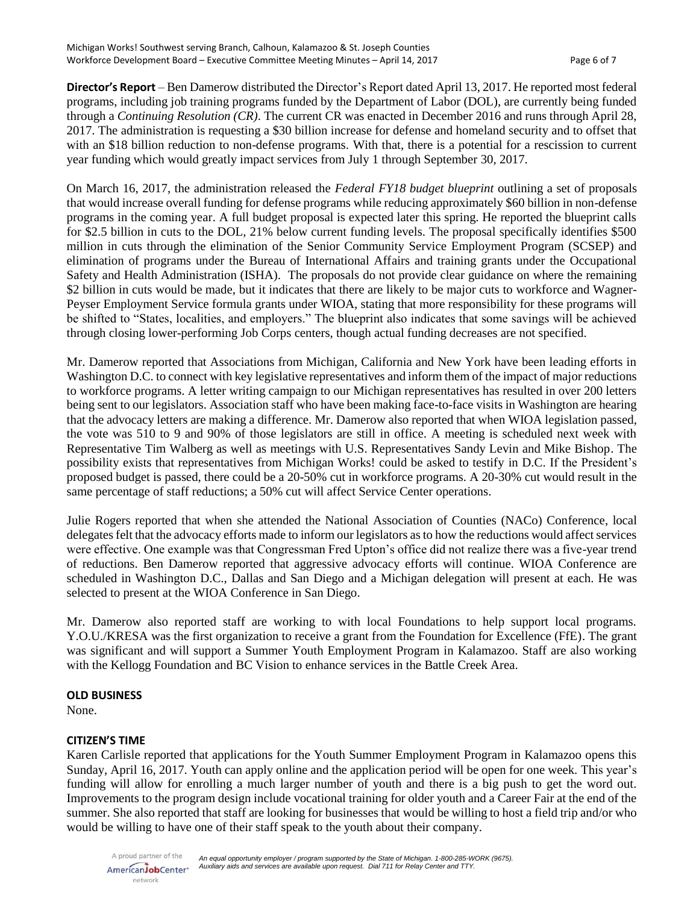**Director's Report** – Ben Damerow distributed the Director's Report dated April 13, 2017. He reported most federal programs, including job training programs funded by the Department of Labor (DOL), are currently being funded through a *Continuing Resolution (CR)*. The current CR was enacted in December 2016 and runs through April 28, 2017. The administration is requesting a $30 billion increase for defense and homeland security and to offset that with an $18 billion reduction to non-defense programs. With that, there is a potential for a rescission to current year funding which would greatly impact services from July 1 through September 30, 2017.

On March 16, 2017, the administration released the *Federal FY18 budget blueprint* outlining a set of proposals that would increase overall funding for defense programs while reducing approximately $60 billion in non-defense programs in the coming year. A full budget proposal is expected later this spring. He reported the blueprint calls for $2.5 billion in cuts to the DOL, 21% below current funding levels. The proposal specifically identifies $500 million in cuts through the elimination of the Senior Community Service Employment Program (SCSEP) and elimination of programs under the Bureau of International Affairs and training grants under the Occupational Safety and Health Administration (ISHA). The proposals do not provide clear guidance on where the remaining $2 billion in cuts would be made, but it indicates that there are likely to be major cuts to workforce and Wagner-Peyser Employment Service formula grants under WIOA, stating that more responsibility for these programs will be shifted to "States, localities, and employers." The blueprint also indicates that some savings will be achieved through closing lower-performing Job Corps centers, though actual funding decreases are not specified.

Mr. Damerow reported that Associations from Michigan, California and New York have been leading efforts in Washington D.C. to connect with key legislative representatives and inform them of the impact of major reductions to workforce programs. A letter writing campaign to our Michigan representatives has resulted in over 200 letters being sent to our legislators. Association staff who have been making face-to-face visits in Washington are hearing that the advocacy letters are making a difference. Mr. Damerow also reported that when WIOA legislation passed, the vote was 510 to 9 and 90% of those legislators are still in office. A meeting is scheduled next week with Representative Tim Walberg as well as meetings with U.S. Representatives Sandy Levin and Mike Bishop. The possibility exists that representatives from Michigan Works! could be asked to testify in D.C. If the President's proposed budget is passed, there could be a 20-50% cut in workforce programs. A 20-30% cut would result in the same percentage of staff reductions; a 50% cut will affect Service Center operations.

Julie Rogers reported that when she attended the National Association of Counties (NACo) Conference, local delegates felt that the advocacy efforts made to inform our legislators as to how the reductions would affect services were effective. One example was that Congressman Fred Upton's office did not realize there was a five-year trend of reductions. Ben Damerow reported that aggressive advocacy efforts will continue. WIOA Conference are scheduled in Washington D.C., Dallas and San Diego and a Michigan delegation will present at each. He was selected to present at the WIOA Conference in San Diego.

Mr. Damerow also reported staff are working to with local Foundations to help support local programs. Y.O.U./KRESA was the first organization to receive a grant from the Foundation for Excellence (FfE). The grant was significant and will support a Summer Youth Employment Program in Kalamazoo. Staff are also working with the Kellogg Foundation and BC Vision to enhance services in the Battle Creek Area.

**OLD BUSINESS**

None.

**CITIZEN'S TIME**

Karen Carlisle reported that applications for the Youth Summer Employment Program in Kalamazoo opens this Sunday, April 16, 2017. Youth can apply online and the application period will be open for one week. This year's funding will allow for enrolling a much larger number of youth and there is a big push to get the word out. Improvements to the program design include vocational training for older youth and a Career Fair at the end of the summer. She also reported that staff are looking for businesses that would be willing to host a field trip and/or who would be willing to have one of their staff speak to the youth about their company.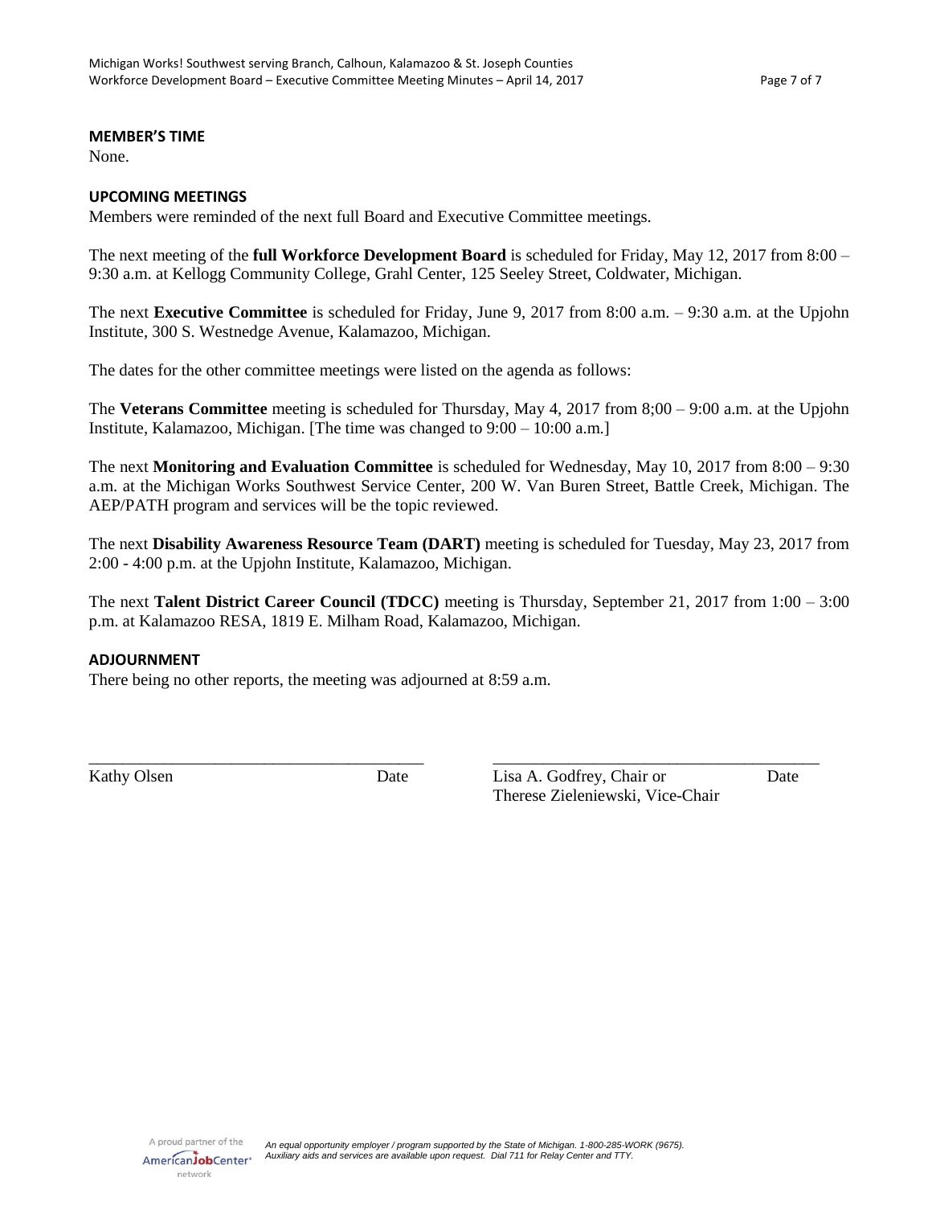**MEMBER'S TIME**

None.

**UPCOMING MEETINGS**

Members were reminded of the next full Board and Executive Committee meetings.

The next meeting of the **full Workforce Development Board** is scheduled for Friday, May 12, 2017 from 8:00 – 9:30 a.m. at Kellogg Community College, Grahl Center, 125 Seeley Street, Coldwater, Michigan.

The next **Executive Committee** is scheduled for Friday, June 9, 2017 from 8:00 a.m. – 9:30 a.m. at the Upjohn Institute, 300 S. Westnedge Avenue, Kalamazoo, Michigan.

The dates for the other committee meetings were listed on the agenda as follows:

The **Veterans Committee** meeting is scheduled for Thursday, May 4, 2017 from 8;00 – 9:00 a.m. at the Upjohn Institute, Kalamazoo, Michigan. [The time was changed to 9:00 – 10:00 a.m.]

The next **Monitoring and Evaluation Committee** is scheduled for Wednesday, May 10, 2017 from 8:00 – 9:30 a.m. at the Michigan Works Southwest Service Center, 200 W. Van Buren Street, Battle Creek, Michigan. The AEP/PATH program and services will be the topic reviewed.

The next **Disability Awareness Resource Team (DART)** meeting is scheduled for Tuesday, May 23, 2017 from 2:00 - 4:00 p.m. at the Upjohn Institute, Kalamazoo, Michigan.

The next **Talent District Career Council (TDCC)** meeting is Thursday, September 21, 2017 from 1:00 – 3:00 p.m. at Kalamazoo RESA, 1819 E. Milham Road, Kalamazoo, Michigan.

**ADJOURNMENT**

There being no other reports, the meeting was adjourned at 8:59 a.m.

\_\_\_\_\_\_\_\_\_\_\_\_\_\_\_\_\_\_\_\_\_\_\_\_\_\_\_\_\_\_\_\_\_\_\_\_\_\_\_\_
Kathy Olsen Date

\_\_\_\_\_\_\_\_\_\_\_\_\_\_\_\_\_\_\_\_\_\_\_\_\_\_\_\_\_\_\_\_\_\_\_\_\_\_\_\_
Lisa A. Godfrey, Chair or Date
Therese Zieleniewski, Vice-Chair

A proud partner of the AmericanJobCenter network

*An equal opportunity employer / program supported by the State of Michigan. 1-800-285-WORK (9675). Auxiliary aids and services are available upon request. Dial 711 for Relay Center and TTY.*